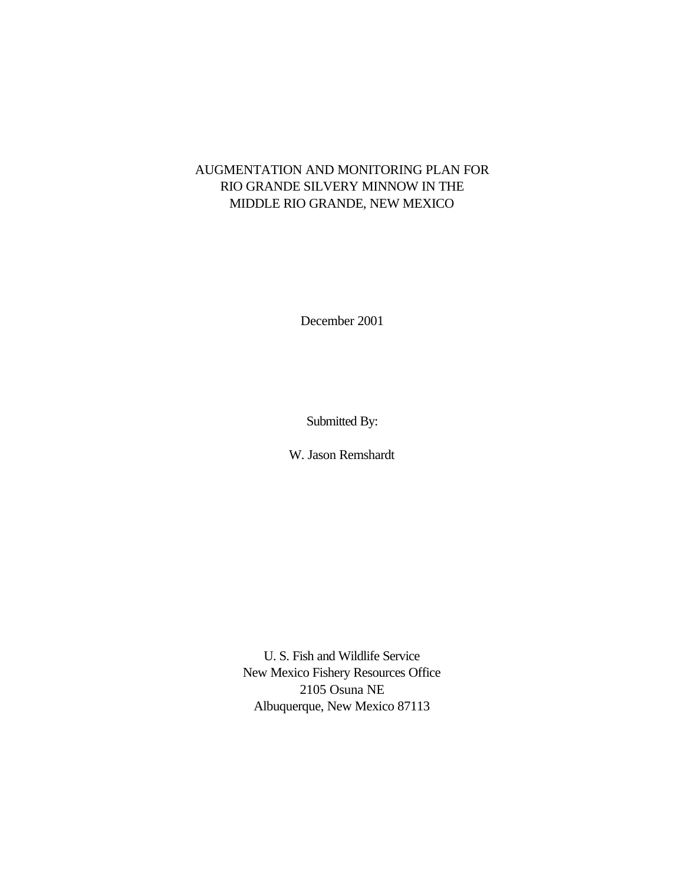# AUGMENTATION AND MONITORING PLAN FOR RIO GRANDE SILVERY MINNOW IN THE MIDDLE RIO GRANDE, NEW MEXICO

December 2001

Submitted By:

W. Jason Remshardt

U. S. Fish and Wildlife Service
New Mexico Fishery Resources Office
2105 Osuna NE
Albuquerque, New Mexico 87113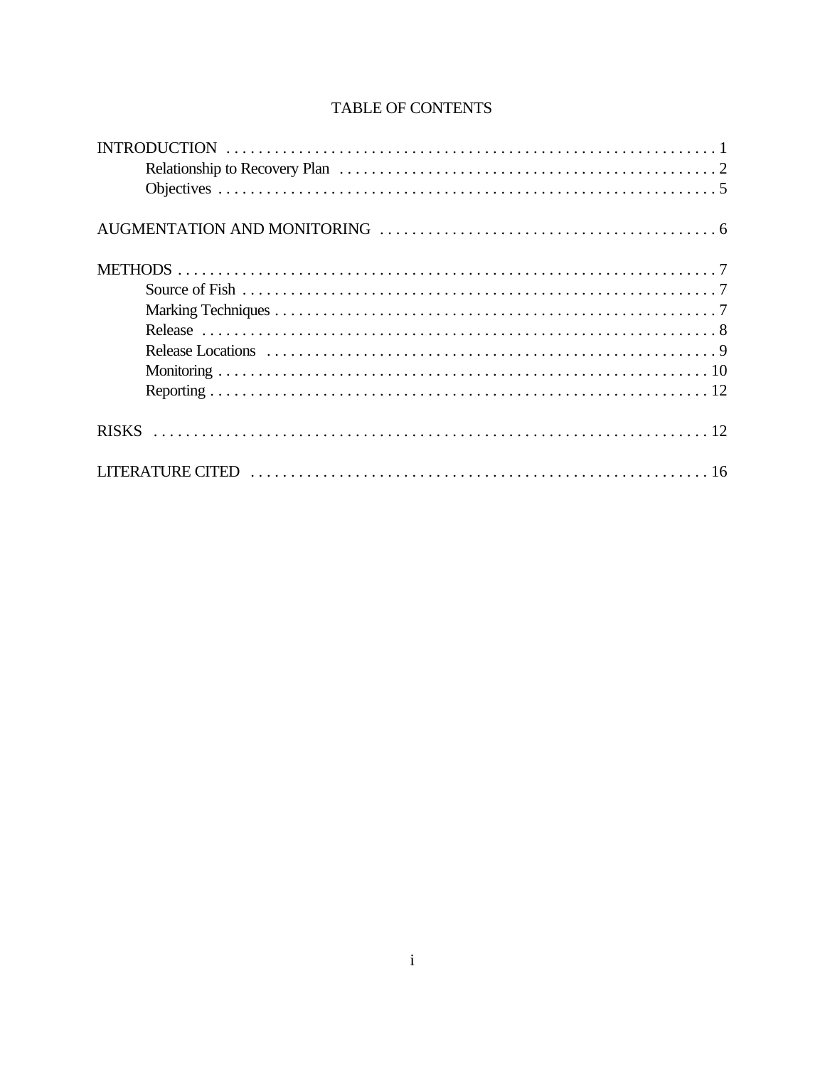# TABLE OF CONTENTS

INTRODUCTION . . . . . . . . . . . . . . . . . . . . . . . . . . . . . . . . . . . . . . . . . . . . . . . . . . . . . . . . . . . . . 1
- Relationship to Recovery Plan . . . . . . . . . . . . . . . . . . . . . . . . . . . . . . . . . . . . . . . . . . . . . . . 2
- Objectives . . . . . . . . . . . . . . . . . . . . . . . . . . . . . . . . . . . . . . . . . . . . . . . . . . . . . . . . . . . . . 5

AUGMENTATION AND MONITORING . . . . . . . . . . . . . . . . . . . . . . . . . . . . . . . . . . . . . . . . . 6

METHODS . . . . . . . . . . . . . . . . . . . . . . . . . . . . . . . . . . . . . . . . . . . . . . . . . . . . . . . . . . . . . . . . . 7
- Source of Fish . . . . . . . . . . . . . . . . . . . . . . . . . . . . . . . . . . . . . . . . . . . . . . . . . . . . . . . . . . . 7
- Marking Techniques . . . . . . . . . . . . . . . . . . . . . . . . . . . . . . . . . . . . . . . . . . . . . . . . . . . . . . 7
- Release . . . . . . . . . . . . . . . . . . . . . . . . . . . . . . . . . . . . . . . . . . . . . . . . . . . . . . . . . . . . . . . . 8
- Release Locations . . . . . . . . . . . . . . . . . . . . . . . . . . . . . . . . . . . . . . . . . . . . . . . . . . . . . . . . 9
- Monitoring . . . . . . . . . . . . . . . . . . . . . . . . . . . . . . . . . . . . . . . . . . . . . . . . . . . . . . . . . . . . . 10
- Reporting . . . . . . . . . . . . . . . . . . . . . . . . . . . . . . . . . . . . . . . . . . . . . . . . . . . . . . . . . . . . . . 12

RISKS . . . . . . . . . . . . . . . . . . . . . . . . . . . . . . . . . . . . . . . . . . . . . . . . . . . . . . . . . . . . . . . . . . . . 12

LITERATURE CITED . . . . . . . . . . . . . . . . . . . . . . . . . . . . . . . . . . . . . . . . . . . . . . . . . . . . . . . . 16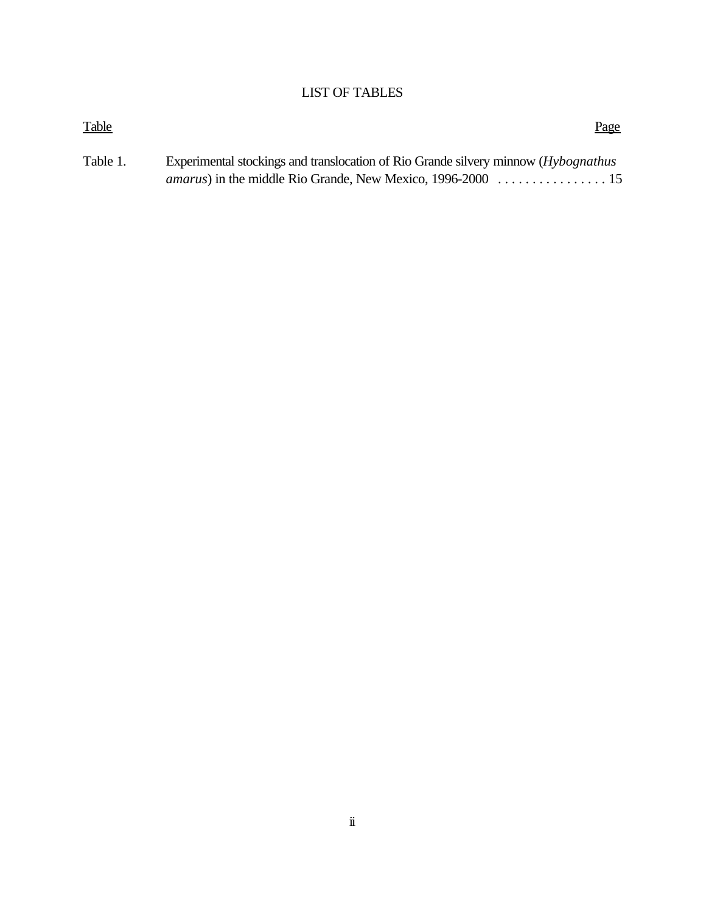# LIST OF TABLES

| Table | | Page |
|---|---|---|
| Table 1. | Experimental stockings and translocation of Rio Grande silvery minnow (*Hybognathus amarus*) in the middle Rio Grande, New Mexico, 1996-2000 | 15 |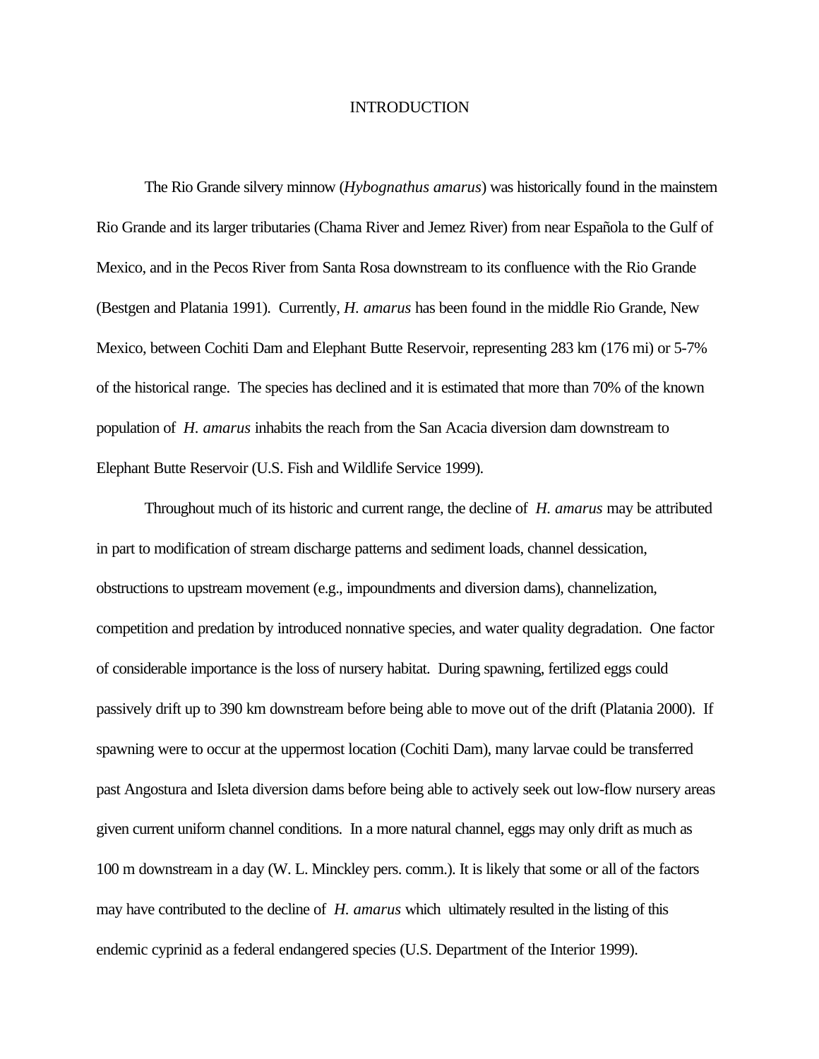# INTRODUCTION

The Rio Grande silvery minnow (*Hybognathus amarus*) was historically found in the mainstem Rio Grande and its larger tributaries (Chama River and Jemez River) from near Española to the Gulf of Mexico, and in the Pecos River from Santa Rosa downstream to its confluence with the Rio Grande (Bestgen and Platania 1991). Currently, *H. amarus* has been found in the middle Rio Grande, New Mexico, between Cochiti Dam and Elephant Butte Reservoir, representing 283 km (176 mi) or 5-7% of the historical range. The species has declined and it is estimated that more than 70% of the known population of *H. amarus* inhabits the reach from the San Acacia diversion dam downstream to Elephant Butte Reservoir (U.S. Fish and Wildlife Service 1999).

Throughout much of its historic and current range, the decline of *H. amarus* may be attributed in part to modification of stream discharge patterns and sediment loads, channel dessication, obstructions to upstream movement (e.g., impoundments and diversion dams), channelization, competition and predation by introduced nonnative species, and water quality degradation. One factor of considerable importance is the loss of nursery habitat. During spawning, fertilized eggs could passively drift up to 390 km downstream before being able to move out of the drift (Platania 2000). If spawning were to occur at the uppermost location (Cochiti Dam), many larvae could be transferred past Angostura and Isleta diversion dams before being able to actively seek out low-flow nursery areas given current uniform channel conditions. In a more natural channel, eggs may only drift as much as 100 m downstream in a day (W. L. Minckley pers. comm.). It is likely that some or all of the factors may have contributed to the decline of *H. amarus* which ultimately resulted in the listing of this endemic cyprinid as a federal endangered species (U.S. Department of the Interior 1999).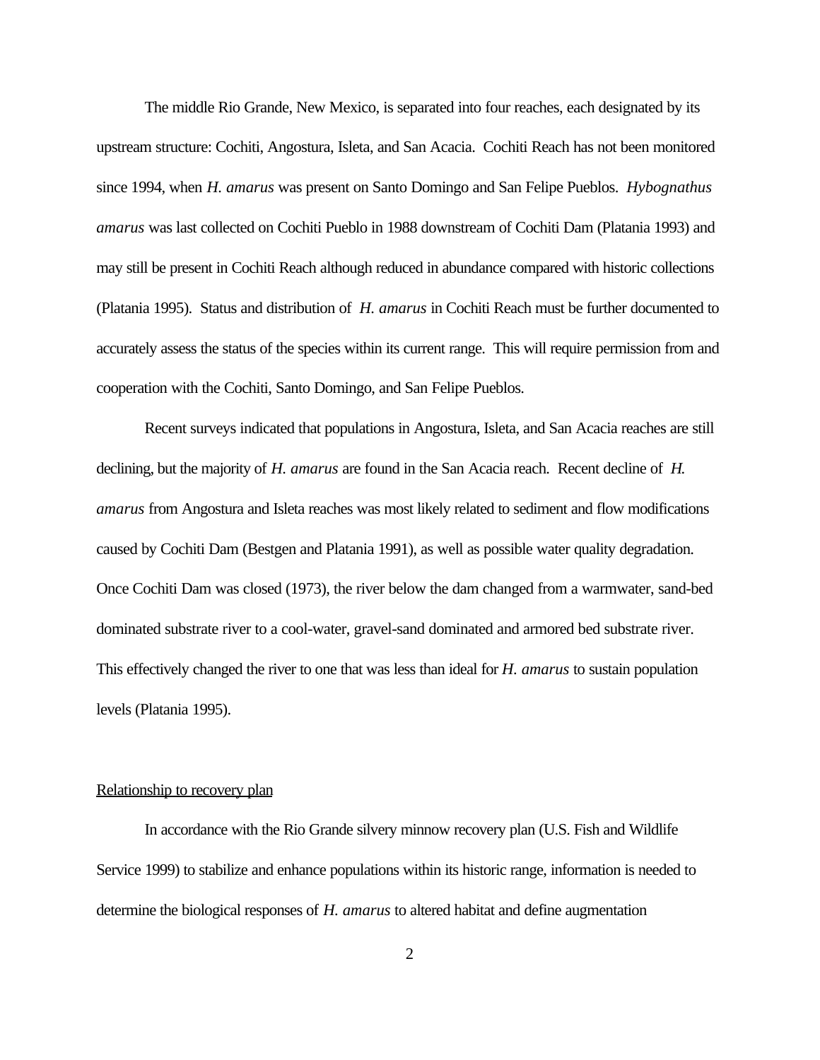The middle Rio Grande, New Mexico, is separated into four reaches, each designated by its upstream structure: Cochiti, Angostura, Isleta, and San Acacia. Cochiti Reach has not been monitored since 1994, when *H. amarus* was present on Santo Domingo and San Felipe Pueblos. *Hybognathus amarus* was last collected on Cochiti Pueblo in 1988 downstream of Cochiti Dam (Platania 1993) and may still be present in Cochiti Reach although reduced in abundance compared with historic collections (Platania 1995). Status and distribution of *H. amarus* in Cochiti Reach must be further documented to accurately assess the status of the species within its current range. This will require permission from and cooperation with the Cochiti, Santo Domingo, and San Felipe Pueblos.

Recent surveys indicated that populations in Angostura, Isleta, and San Acacia reaches are still declining, but the majority of *H. amarus* are found in the San Acacia reach. Recent decline of *H. amarus* from Angostura and Isleta reaches was most likely related to sediment and flow modifications caused by Cochiti Dam (Bestgen and Platania 1991), as well as possible water quality degradation. Once Cochiti Dam was closed (1973), the river below the dam changed from a warmwater, sand-bed dominated substrate river to a cool-water, gravel-sand dominated and armored bed substrate river. This effectively changed the river to one that was less than ideal for *H. amarus* to sustain population levels (Platania 1995).

## Relationship to recovery plan

In accordance with the Rio Grande silvery minnow recovery plan (U.S. Fish and Wildlife Service 1999) to stabilize and enhance populations within its historic range, information is needed to determine the biological responses of *H. amarus* to altered habitat and define augmentation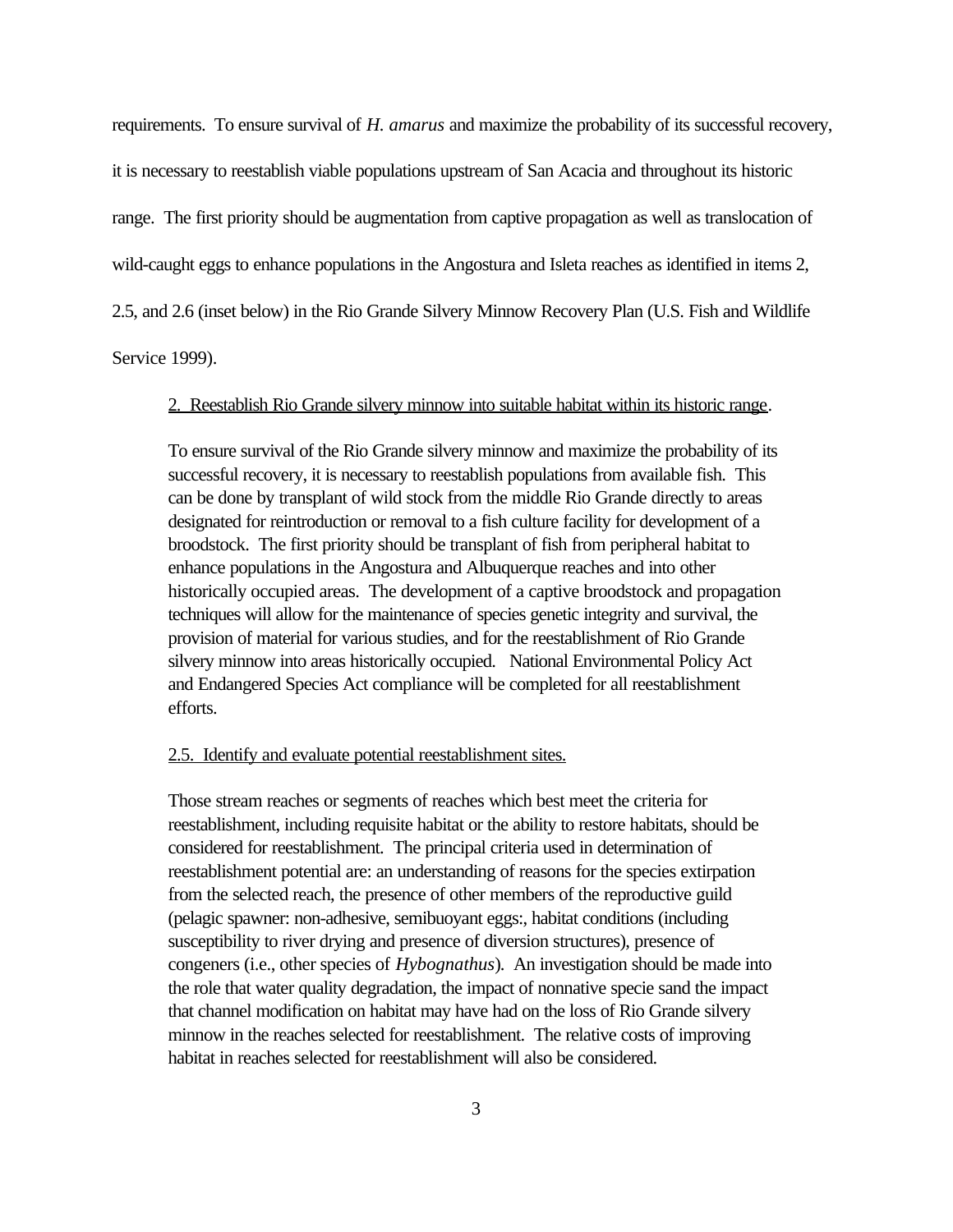requirements. To ensure survival of *H. amarus* and maximize the probability of its successful recovery, it is necessary to reestablish viable populations upstream of San Acacia and throughout its historic range. The first priority should be augmentation from captive propagation as well as translocation of wild-caught eggs to enhance populations in the Angostura and Isleta reaches as identified in items 2, 2.5, and 2.6 (inset below) in the Rio Grande Silvery Minnow Recovery Plan (U.S. Fish and Wildlife Service 1999).

> <u>2. Reestablish Rio Grande silvery minnow into suitable habitat within its historic range</u>.
>
> To ensure survival of the Rio Grande silvery minnow and maximize the probability of its successful recovery, it is necessary to reestablish populations from available fish. This can be done by transplant of wild stock from the middle Rio Grande directly to areas designated for reintroduction or removal to a fish culture facility for development of a broodstock. The first priority should be transplant of fish from peripheral habitat to enhance populations in the Angostura and Albuquerque reaches and into other historically occupied areas. The development of a captive broodstock and propagation techniques will allow for the maintenance of species genetic integrity and survival, the provision of material for various studies, and for the reestablishment of Rio Grande silvery minnow into areas historically occupied. National Environmental Policy Act and Endangered Species Act compliance will be completed for all reestablishment efforts.
>
> <u>2.5. Identify and evaluate potential reestablishment sites.</u>
>
> Those stream reaches or segments of reaches which best meet the criteria for reestablishment, including requisite habitat or the ability to restore habitats, should be considered for reestablishment. The principal criteria used in determination of reestablishment potential are: an understanding of reasons for the species extirpation from the selected reach, the presence of other members of the reproductive guild (pelagic spawner: non-adhesive, semibuoyant eggs:, habitat conditions (including susceptibility to river drying and presence of diversion structures), presence of congeners (i.e., other species of *Hybognathus*). An investigation should be made into the role that water quality degradation, the impact of nonnative specie sand the impact that channel modification on habitat may have had on the loss of Rio Grande silvery minnow in the reaches selected for reestablishment. The relative costs of improving habitat in reaches selected for reestablishment will also be considered.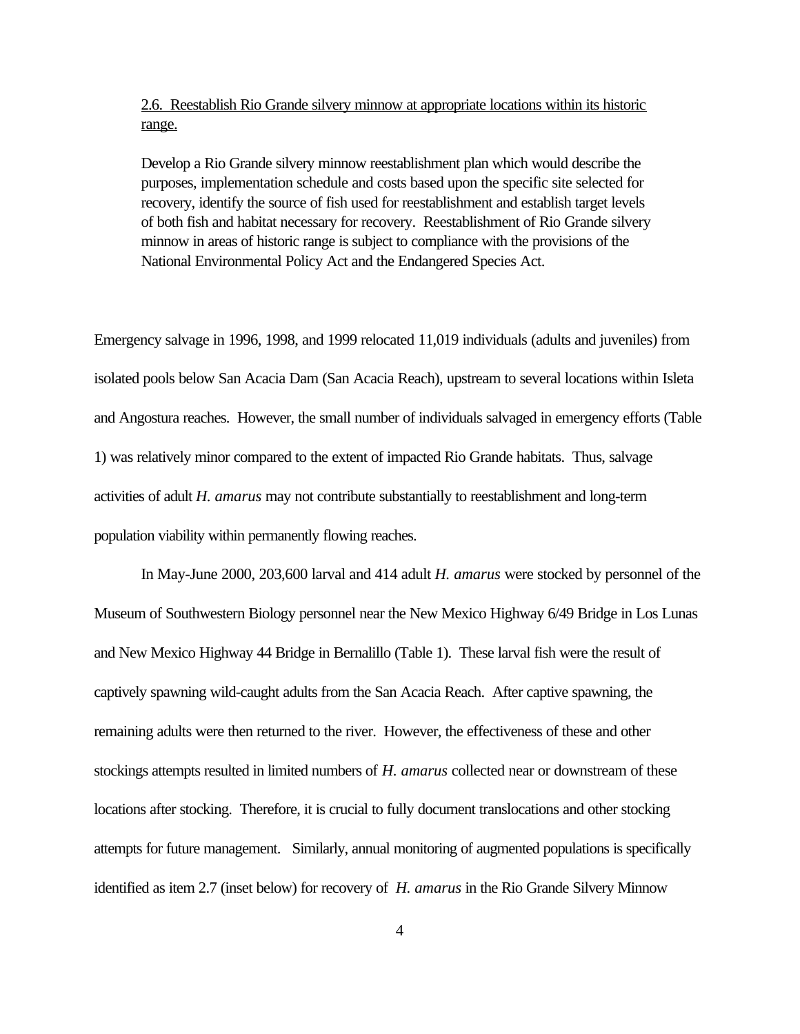<u>2.6. Reestablish Rio Grande silvery minnow at appropriate locations within its historic range.</u>

> Develop a Rio Grande silvery minnow reestablishment plan which would describe the purposes, implementation schedule and costs based upon the specific site selected for recovery, identify the source of fish used for reestablishment and establish target levels of both fish and habitat necessary for recovery. Reestablishment of Rio Grande silvery minnow in areas of historic range is subject to compliance with the provisions of the National Environmental Policy Act and the Endangered Species Act.

Emergency salvage in 1996, 1998, and 1999 relocated 11,019 individuals (adults and juveniles) from isolated pools below San Acacia Dam (San Acacia Reach), upstream to several locations within Isleta and Angostura reaches. However, the small number of individuals salvaged in emergency efforts (Table 1) was relatively minor compared to the extent of impacted Rio Grande habitats. Thus, salvage activities of adult *H. amarus* may not contribute substantially to reestablishment and long-term population viability within permanently flowing reaches.

In May-June 2000, 203,600 larval and 414 adult *H. amarus* were stocked by personnel of the Museum of Southwestern Biology personnel near the New Mexico Highway 6/49 Bridge in Los Lunas and New Mexico Highway 44 Bridge in Bernalillo (Table 1). These larval fish were the result of captively spawning wild-caught adults from the San Acacia Reach. After captive spawning, the remaining adults were then returned to the river. However, the effectiveness of these and other stockings attempts resulted in limited numbers of *H. amarus* collected near or downstream of these locations after stocking. Therefore, it is crucial to fully document translocations and other stocking attempts for future management. Similarly, annual monitoring of augmented populations is specifically identified as item 2.7 (inset below) for recovery of *H. amarus* in the Rio Grande Silvery Minnow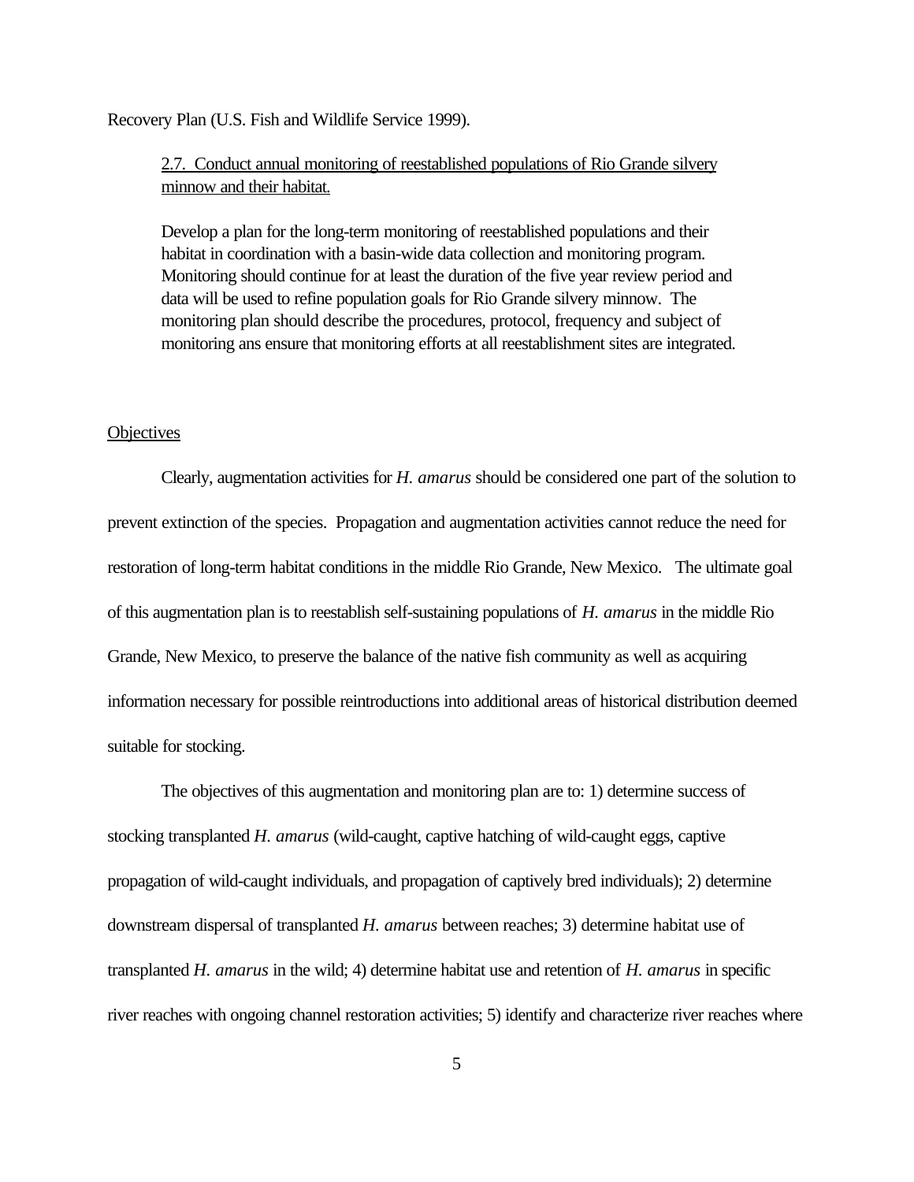Recovery Plan (U.S. Fish and Wildlife Service 1999).

> 2.7. Conduct annual monitoring of reestablished populations of Rio Grande silvery minnow and their habitat.
>
> Develop a plan for the long-term monitoring of reestablished populations and their habitat in coordination with a basin-wide data collection and monitoring program. Monitoring should continue for at least the duration of the five year review period and data will be used to refine population goals for Rio Grande silvery minnow. The monitoring plan should describe the procedures, protocol, frequency and subject of monitoring ans ensure that monitoring efforts at all reestablishment sites are integrated.

## Objectives

Clearly, augmentation activities for *H. amarus* should be considered one part of the solution to prevent extinction of the species. Propagation and augmentation activities cannot reduce the need for restoration of long-term habitat conditions in the middle Rio Grande, New Mexico. The ultimate goal of this augmentation plan is to reestablish self-sustaining populations of *H. amarus* in the middle Rio Grande, New Mexico, to preserve the balance of the native fish community as well as acquiring information necessary for possible reintroductions into additional areas of historical distribution deemed suitable for stocking.

The objectives of this augmentation and monitoring plan are to: 1) determine success of stocking transplanted *H. amarus* (wild-caught, captive hatching of wild-caught eggs, captive propagation of wild-caught individuals, and propagation of captively bred individuals); 2) determine downstream dispersal of transplanted *H. amarus* between reaches; 3) determine habitat use of transplanted *H. amarus* in the wild; 4) determine habitat use and retention of *H. amarus* in specific river reaches with ongoing channel restoration activities; 5) identify and characterize river reaches where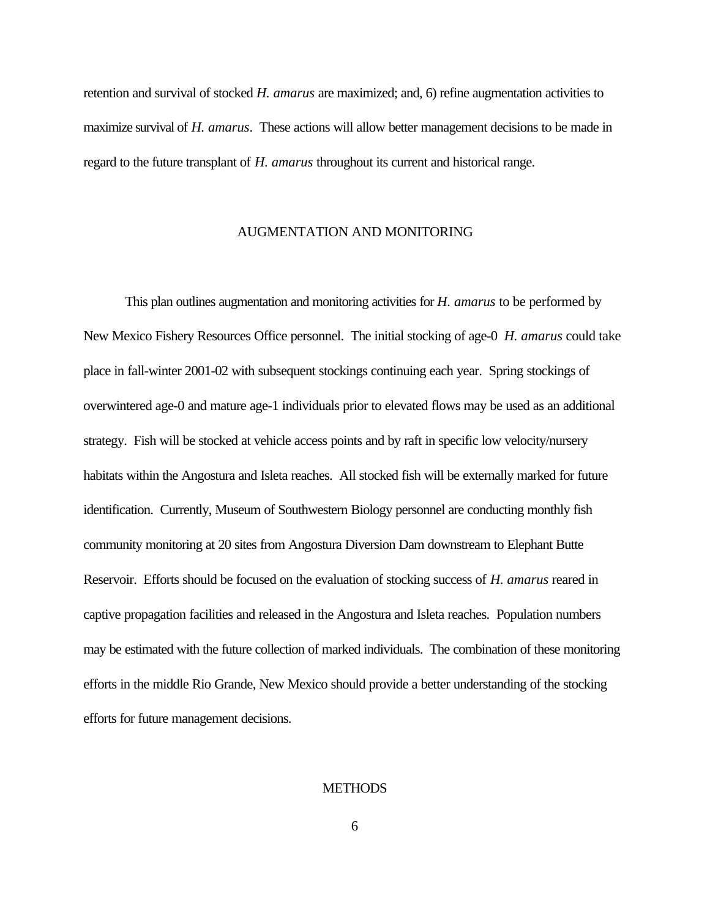retention and survival of stocked *H. amarus* are maximized; and, 6) refine augmentation activities to maximize survival of *H. amarus*. These actions will allow better management decisions to be made in regard to the future transplant of *H. amarus* throughout its current and historical range.

## AUGMENTATION AND MONITORING

This plan outlines augmentation and monitoring activities for *H. amarus* to be performed by New Mexico Fishery Resources Office personnel. The initial stocking of age-0 *H. amarus* could take place in fall-winter 2001-02 with subsequent stockings continuing each year. Spring stockings of overwintered age-0 and mature age-1 individuals prior to elevated flows may be used as an additional strategy. Fish will be stocked at vehicle access points and by raft in specific low velocity/nursery habitats within the Angostura and Isleta reaches. All stocked fish will be externally marked for future identification. Currently, Museum of Southwestern Biology personnel are conducting monthly fish community monitoring at 20 sites from Angostura Diversion Dam downstream to Elephant Butte Reservoir. Efforts should be focused on the evaluation of stocking success of *H. amarus* reared in captive propagation facilities and released in the Angostura and Isleta reaches. Population numbers may be estimated with the future collection of marked individuals. The combination of these monitoring efforts in the middle Rio Grande, New Mexico should provide a better understanding of the stocking efforts for future management decisions.

## METHODS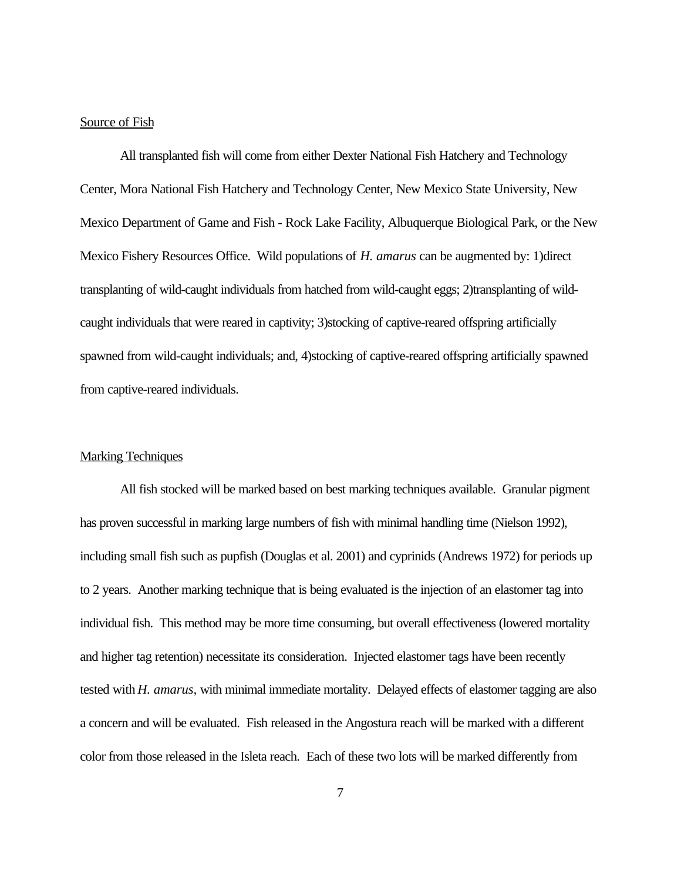Source of Fish

All transplanted fish will come from either Dexter National Fish Hatchery and Technology Center, Mora National Fish Hatchery and Technology Center, New Mexico State University, New Mexico Department of Game and Fish - Rock Lake Facility, Albuquerque Biological Park, or the New Mexico Fishery Resources Office. Wild populations of *H. amarus* can be augmented by: 1)direct transplanting of wild-caught individuals from hatched from wild-caught eggs; 2)transplanting of wild-caught individuals that were reared in captivity; 3)stocking of captive-reared offspring artificially spawned from wild-caught individuals; and, 4)stocking of captive-reared offspring artificially spawned from captive-reared individuals.

Marking Techniques

All fish stocked will be marked based on best marking techniques available. Granular pigment has proven successful in marking large numbers of fish with minimal handling time (Nielson 1992), including small fish such as pupfish (Douglas et al. 2001) and cyprinids (Andrews 1972) for periods up to 2 years. Another marking technique that is being evaluated is the injection of an elastomer tag into individual fish. This method may be more time consuming, but overall effectiveness (lowered mortality and higher tag retention) necessitate its consideration. Injected elastomer tags have been recently tested with *H. amarus*, with minimal immediate mortality. Delayed effects of elastomer tagging are also a concern and will be evaluated. Fish released in the Angostura reach will be marked with a different color from those released in the Isleta reach. Each of these two lots will be marked differently from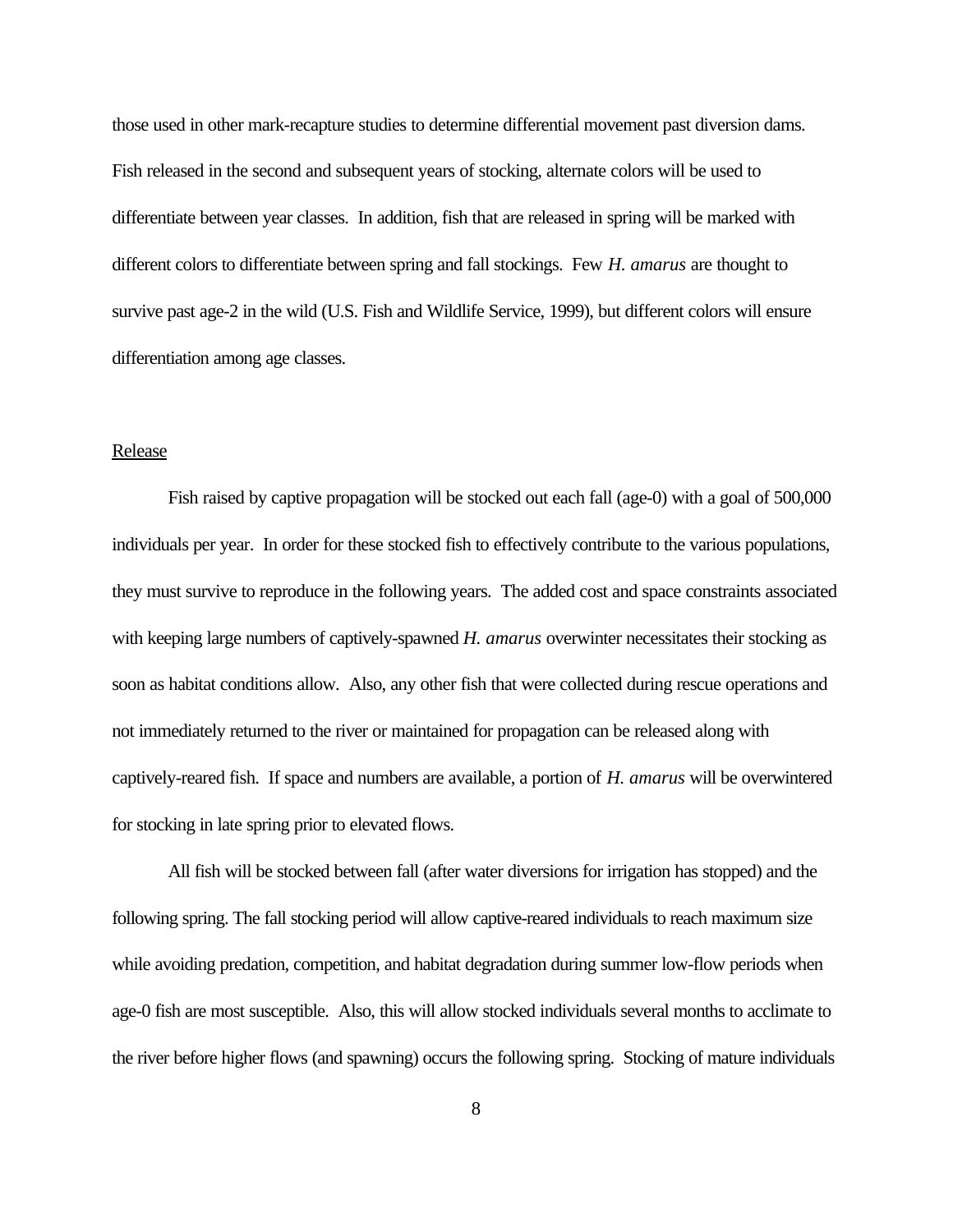those used in other mark-recapture studies to determine differential movement past diversion dams. Fish released in the second and subsequent years of stocking, alternate colors will be used to differentiate between year classes. In addition, fish that are released in spring will be marked with different colors to differentiate between spring and fall stockings. Few *H. amarus* are thought to survive past age-2 in the wild (U.S. Fish and Wildlife Service, 1999), but different colors will ensure differentiation among age classes.

Release

Fish raised by captive propagation will be stocked out each fall (age-0) with a goal of 500,000 individuals per year. In order for these stocked fish to effectively contribute to the various populations, they must survive to reproduce in the following years. The added cost and space constraints associated with keeping large numbers of captively-spawned *H. amarus* overwinter necessitates their stocking as soon as habitat conditions allow. Also, any other fish that were collected during rescue operations and not immediately returned to the river or maintained for propagation can be released along with captively-reared fish. If space and numbers are available, a portion of *H. amarus* will be overwintered for stocking in late spring prior to elevated flows.

All fish will be stocked between fall (after water diversions for irrigation has stopped) and the following spring. The fall stocking period will allow captive-reared individuals to reach maximum size while avoiding predation, competition, and habitat degradation during summer low-flow periods when age-0 fish are most susceptible. Also, this will allow stocked individuals several months to acclimate to the river before higher flows (and spawning) occurs the following spring. Stocking of mature individuals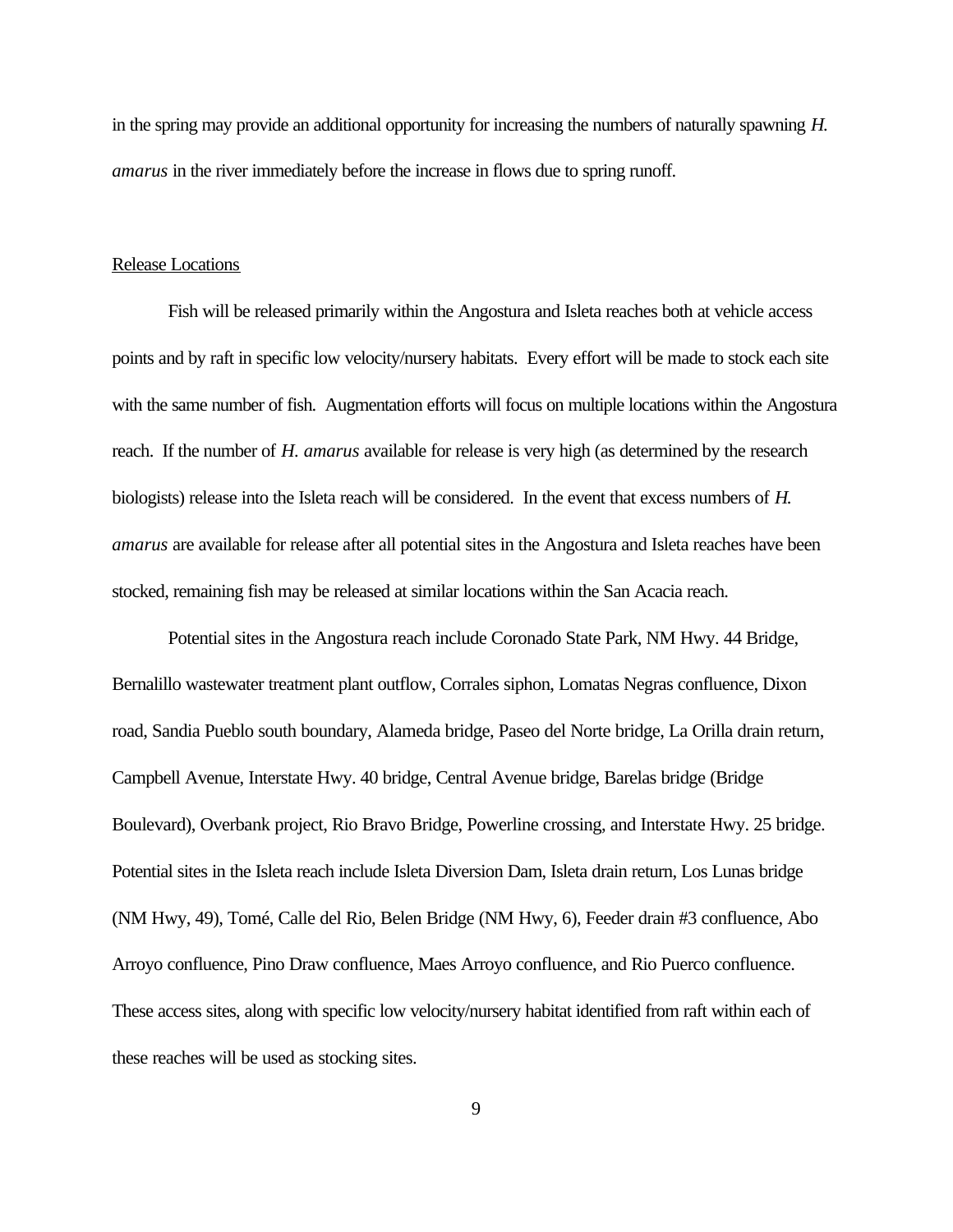in the spring may provide an additional opportunity for increasing the numbers of naturally spawning *H. amarus* in the river immediately before the increase in flows due to spring runoff.

<u>Release Locations</u>

Fish will be released primarily within the Angostura and Isleta reaches both at vehicle access points and by raft in specific low velocity/nursery habitats. Every effort will be made to stock each site with the same number of fish. Augmentation efforts will focus on multiple locations within the Angostura reach. If the number of *H. amarus* available for release is very high (as determined by the research biologists) release into the Isleta reach will be considered. In the event that excess numbers of *H. amarus* are available for release after all potential sites in the Angostura and Isleta reaches have been stocked, remaining fish may be released at similar locations within the San Acacia reach.

Potential sites in the Angostura reach include Coronado State Park, NM Hwy. 44 Bridge, Bernalillo wastewater treatment plant outflow, Corrales siphon, Lomatas Negras confluence, Dixon road, Sandia Pueblo south boundary, Alameda bridge, Paseo del Norte bridge, La Orilla drain return, Campbell Avenue, Interstate Hwy. 40 bridge, Central Avenue bridge, Barelas bridge (Bridge Boulevard), Overbank project, Rio Bravo Bridge, Powerline crossing, and Interstate Hwy. 25 bridge. Potential sites in the Isleta reach include Isleta Diversion Dam, Isleta drain return, Los Lunas bridge (NM Hwy, 49), Tomé, Calle del Rio, Belen Bridge (NM Hwy, 6), Feeder drain #3 confluence, Abo Arroyo confluence, Pino Draw confluence, Maes Arroyo confluence, and Rio Puerco confluence. These access sites, along with specific low velocity/nursery habitat identified from raft within each of these reaches will be used as stocking sites.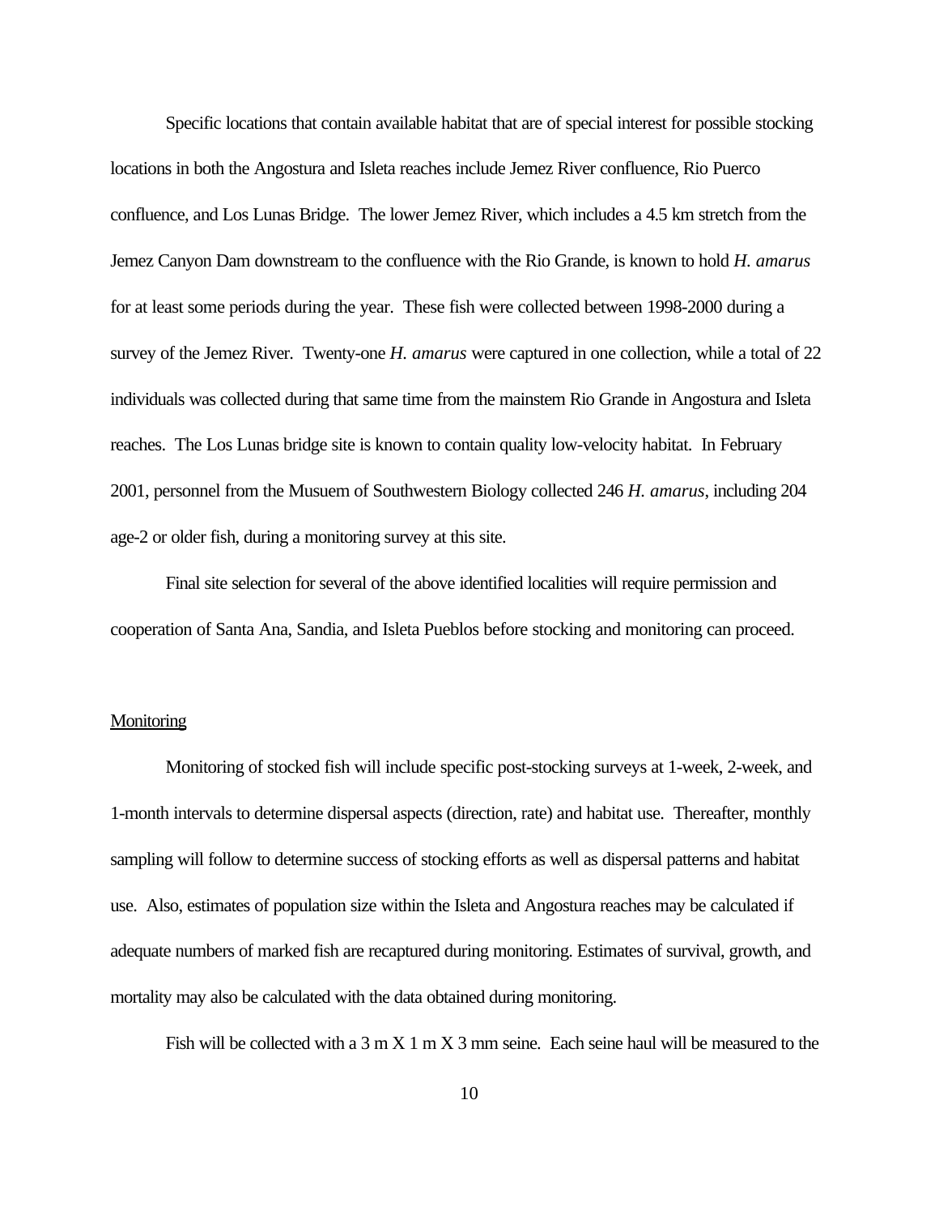Specific locations that contain available habitat that are of special interest for possible stocking locations in both the Angostura and Isleta reaches include Jemez River confluence, Rio Puerco confluence, and Los Lunas Bridge. The lower Jemez River, which includes a 4.5 km stretch from the Jemez Canyon Dam downstream to the confluence with the Rio Grande, is known to hold *H. amarus* for at least some periods during the year. These fish were collected between 1998-2000 during a survey of the Jemez River. Twenty-one *H. amarus* were captured in one collection, while a total of 22 individuals was collected during that same time from the mainstem Rio Grande in Angostura and Isleta reaches. The Los Lunas bridge site is known to contain quality low-velocity habitat. In February 2001, personnel from the Musuem of Southwestern Biology collected 246 *H. amarus*, including 204 age-2 or older fish, during a monitoring survey at this site.

Final site selection for several of the above identified localities will require permission and cooperation of Santa Ana, Sandia, and Isleta Pueblos before stocking and monitoring can proceed.

<u>Monitoring</u>

Monitoring of stocked fish will include specific post-stocking surveys at 1-week, 2-week, and 1-month intervals to determine dispersal aspects (direction, rate) and habitat use. Thereafter, monthly sampling will follow to determine success of stocking efforts as well as dispersal patterns and habitat use. Also, estimates of population size within the Isleta and Angostura reaches may be calculated if adequate numbers of marked fish are recaptured during monitoring. Estimates of survival, growth, and mortality may also be calculated with the data obtained during monitoring.

Fish will be collected with a 3 m X 1 m X 3 mm seine. Each seine haul will be measured to the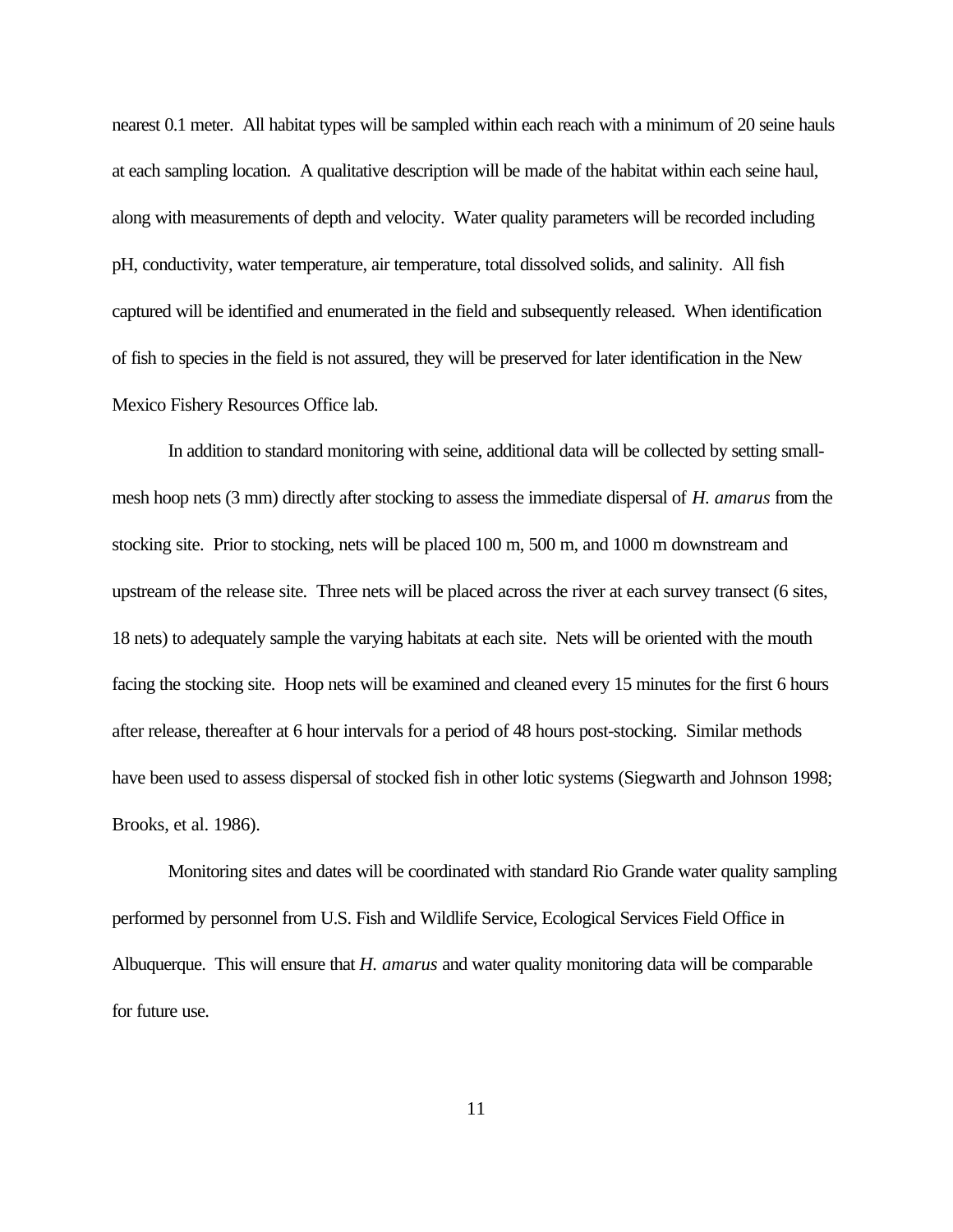nearest 0.1 meter. All habitat types will be sampled within each reach with a minimum of 20 seine hauls at each sampling location. A qualitative description will be made of the habitat within each seine haul, along with measurements of depth and velocity. Water quality parameters will be recorded including pH, conductivity, water temperature, air temperature, total dissolved solids, and salinity. All fish captured will be identified and enumerated in the field and subsequently released. When identification of fish to species in the field is not assured, they will be preserved for later identification in the New Mexico Fishery Resources Office lab.

In addition to standard monitoring with seine, additional data will be collected by setting small-mesh hoop nets (3 mm) directly after stocking to assess the immediate dispersal of *H. amarus* from the stocking site. Prior to stocking, nets will be placed 100 m, 500 m, and 1000 m downstream and upstream of the release site. Three nets will be placed across the river at each survey transect (6 sites, 18 nets) to adequately sample the varying habitats at each site. Nets will be oriented with the mouth facing the stocking site. Hoop nets will be examined and cleaned every 15 minutes for the first 6 hours after release, thereafter at 6 hour intervals for a period of 48 hours post-stocking. Similar methods have been used to assess dispersal of stocked fish in other lotic systems (Siegwarth and Johnson 1998; Brooks, et al. 1986).

Monitoring sites and dates will be coordinated with standard Rio Grande water quality sampling performed by personnel from U.S. Fish and Wildlife Service, Ecological Services Field Office in Albuquerque. This will ensure that *H. amarus* and water quality monitoring data will be comparable for future use.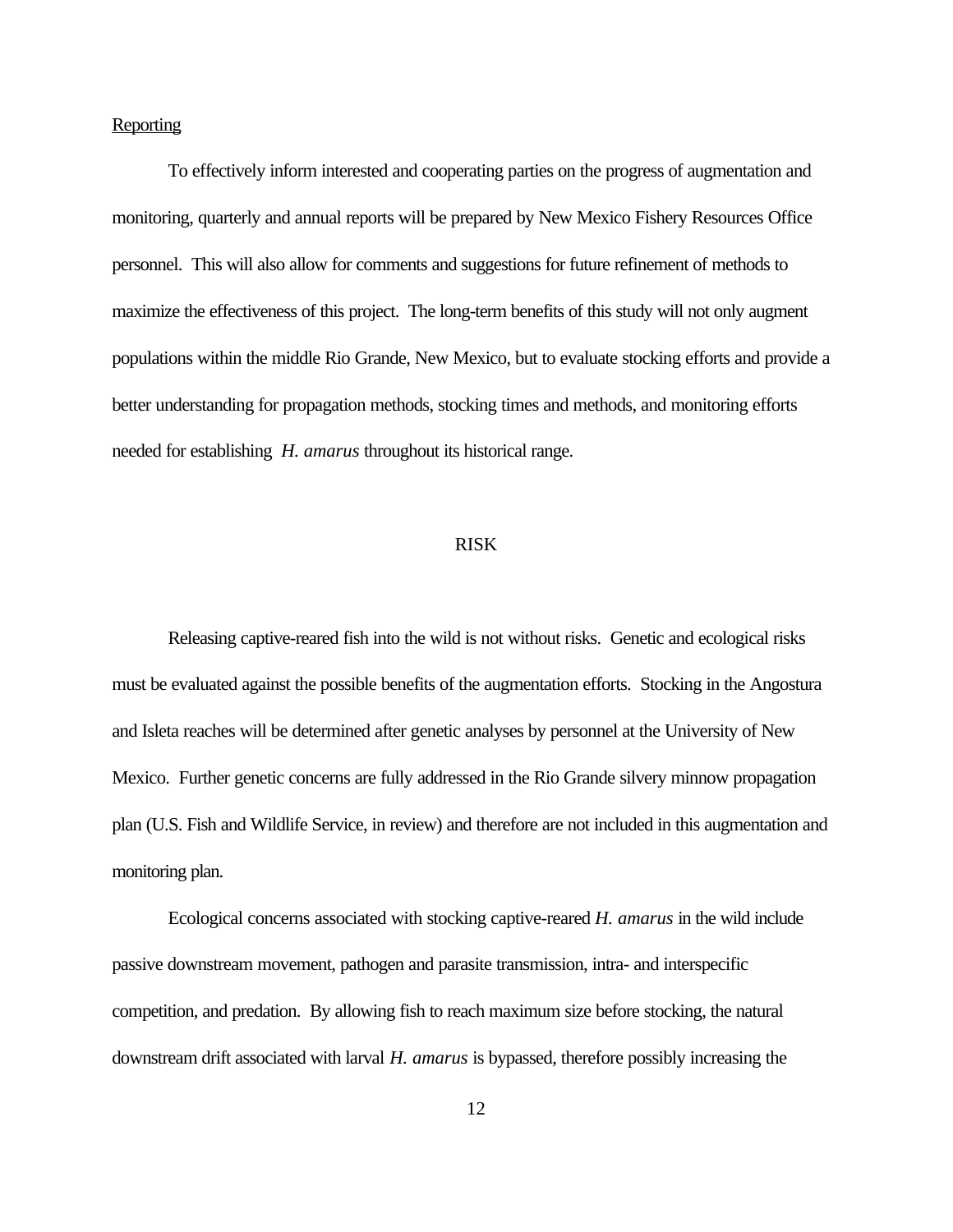Reporting

To effectively inform interested and cooperating parties on the progress of augmentation and monitoring, quarterly and annual reports will be prepared by New Mexico Fishery Resources Office personnel. This will also allow for comments and suggestions for future refinement of methods to maximize the effectiveness of this project. The long-term benefits of this study will not only augment populations within the middle Rio Grande, New Mexico, but to evaluate stocking efforts and provide a better understanding for propagation methods, stocking times and methods, and monitoring efforts needed for establishing *H. amarus* throughout its historical range.

## RISK

Releasing captive-reared fish into the wild is not without risks. Genetic and ecological risks must be evaluated against the possible benefits of the augmentation efforts. Stocking in the Angostura and Isleta reaches will be determined after genetic analyses by personnel at the University of New Mexico. Further genetic concerns are fully addressed in the Rio Grande silvery minnow propagation plan (U.S. Fish and Wildlife Service, in review) and therefore are not included in this augmentation and monitoring plan.

Ecological concerns associated with stocking captive-reared *H. amarus* in the wild include passive downstream movement, pathogen and parasite transmission, intra- and interspecific competition, and predation. By allowing fish to reach maximum size before stocking, the natural downstream drift associated with larval *H. amarus* is bypassed, therefore possibly increasing the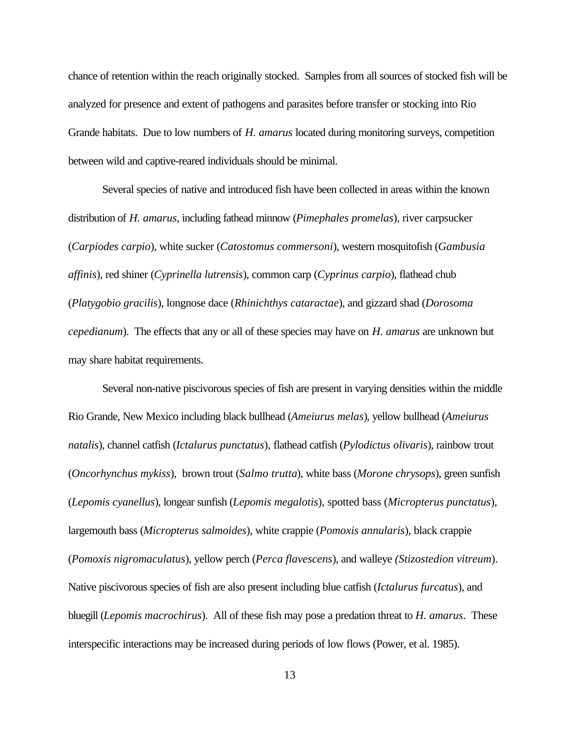chance of retention within the reach originally stocked. Samples from all sources of stocked fish will be analyzed for presence and extent of pathogens and parasites before transfer or stocking into Rio Grande habitats. Due to low numbers of *H. amarus* located during monitoring surveys, competition between wild and captive-reared individuals should be minimal.

Several species of native and introduced fish have been collected in areas within the known distribution of *H. amarus*, including fathead minnow (*Pimephales promelas*), river carpsucker (*Carpiodes carpio*), white sucker (*Catostomus commersoni*), western mosquitofish (*Gambusia affinis*), red shiner (*Cyprinella lutrensis*), common carp (*Cyprinus carpio*), flathead chub (*Platygobio gracilis*), longnose dace (*Rhinichthys cataractae*), and gizzard shad (*Dorosoma cepedianum*). The effects that any or all of these species may have on *H. amarus* are unknown but may share habitat requirements.

Several non-native piscivorous species of fish are present in varying densities within the middle Rio Grande, New Mexico including black bullhead (*Ameiurus melas*), yellow bullhead (*Ameiurus natalis*), channel catfish (*Ictalurus punctatus*), flathead catfish (*Pylodictus olivaris*), rainbow trout (*Oncorhynchus mykiss*), brown trout (*Salmo trutta*), white bass (*Morone chrysops*), green sunfish (*Lepomis cyanellus*), longear sunfish (*Lepomis megalotis*), spotted bass (*Micropterus punctatus*), largemouth bass (*Micropterus salmoides*), white crappie (*Pomoxis annularis*), black crappie (*Pomoxis nigromaculatus*), yellow perch (*Perca flavescens*), and walleye *(Stizostedion vitreum*). Native piscivorous species of fish are also present including blue catfish (*Ictalurus furcatus*), and bluegill (*Lepomis macrochirus*). All of these fish may pose a predation threat to *H. amarus*. These interspecific interactions may be increased during periods of low flows (Power, et al. 1985).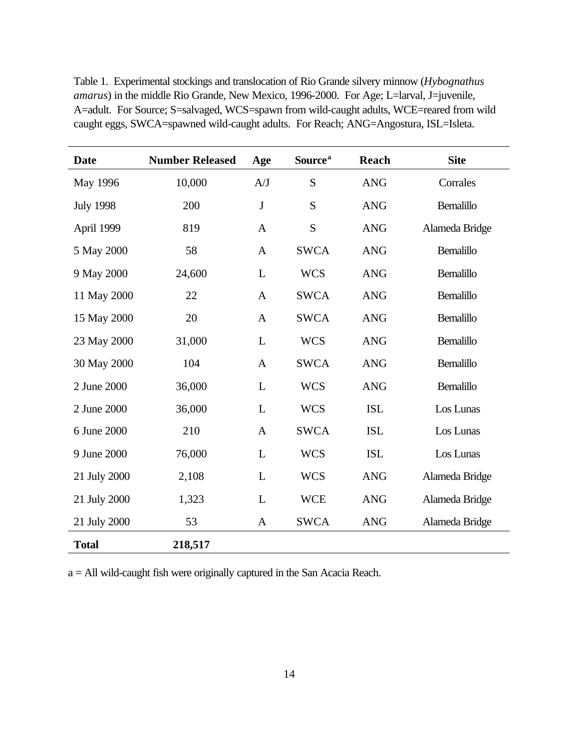Table 1. Experimental stockings and translocation of Rio Grande silvery minnow (*Hybognathus amarus*) in the middle Rio Grande, New Mexico, 1996-2000. For Age; L=larval, J=juvenile, A=adult. For Source; S=salvaged, WCS=spawn from wild-caught adults, WCE=reared from wild caught eggs, SWCA=spawned wild-caught adults. For Reach; ANG=Angostura, ISL=Isleta.

| Date | Number Released | Age | Source[a] | Reach | Site |
|---|---|---|---|---|---|
| May 1996 | 10,000 | A/J | S | ANG | Corrales |
| July 1998 | 200 | J | S | ANG | Bernalillo |
| April 1999 | 819 | A | S | ANG | Alameda Bridge |
| 5 May 2000 | 58 | A | SWCA | ANG | Bernalillo |
| 9 May 2000 | 24,600 | L | WCS | ANG | Bernalillo |
| 11 May 2000 | 22 | A | SWCA | ANG | Bernalillo |
| 15 May 2000 | 20 | A | SWCA | ANG | Bernalillo |
| 23 May 2000 | 31,000 | L | WCS | ANG | Bernalillo |
| 30 May 2000 | 104 | A | SWCA | ANG | Bernalillo |
| 2 June 2000 | 36,000 | L | WCS | ANG | Bernalillo |
| 2 June 2000 | 36,000 | L | WCS | ISL | Los Lunas |
| 6 June 2000 | 210 | A | SWCA | ISL | Los Lunas |
| 9 June 2000 | 76,000 | L | WCS | ISL | Los Lunas |
| 21 July 2000 | 2,108 | L | WCS | ANG | Alameda Bridge |
| 21 July 2000 | 1,323 | L | WCE | ANG | Alameda Bridge |
| 21 July 2000 | 53 | A | SWCA | ANG | Alameda Bridge |
| **Total** | **218,517** | | | | |

a = All wild-caught fish were originally captured in the San Acacia Reach.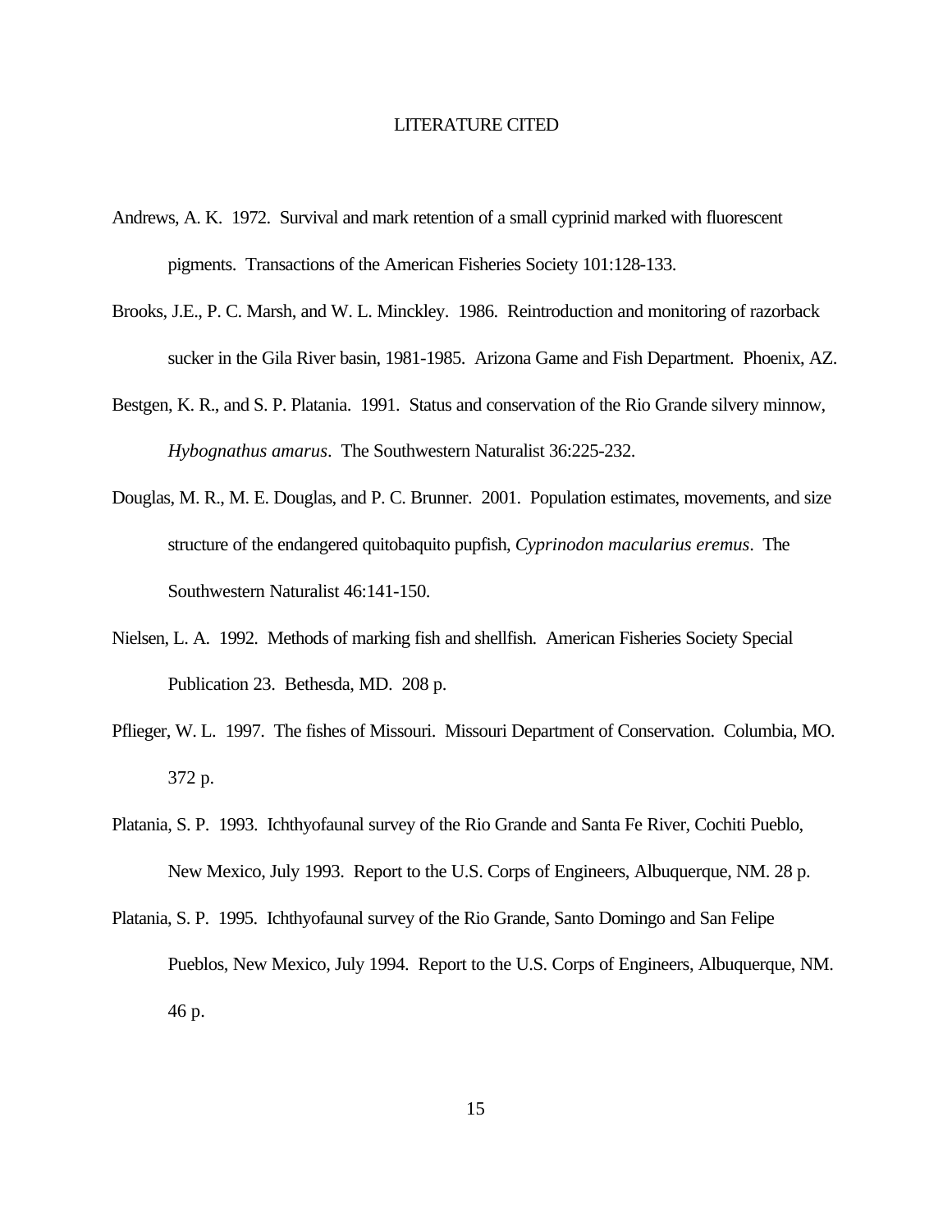# LITERATURE CITED

Andrews, A. K. 1972. Survival and mark retention of a small cyprinid marked with fluorescent pigments. Transactions of the American Fisheries Society 101:128-133.

Brooks, J.E., P. C. Marsh, and W. L. Minckley. 1986. Reintroduction and monitoring of razorback sucker in the Gila River basin, 1981-1985. Arizona Game and Fish Department. Phoenix, AZ.

Bestgen, K. R., and S. P. Platania. 1991. Status and conservation of the Rio Grande silvery minnow, *Hybognathus amarus*. The Southwestern Naturalist 36:225-232.

Douglas, M. R., M. E. Douglas, and P. C. Brunner. 2001. Population estimates, movements, and size structure of the endangered quitobaquito pupfish, *Cyprinodon macularius eremus*. The Southwestern Naturalist 46:141-150.

Nielsen, L. A. 1992. Methods of marking fish and shellfish. American Fisheries Society Special Publication 23. Bethesda, MD. 208 p.

Pflieger, W. L. 1997. The fishes of Missouri. Missouri Department of Conservation. Columbia, MO. 372 p.

Platania, S. P. 1993. Ichthyofaunal survey of the Rio Grande and Santa Fe River, Cochiti Pueblo, New Mexico, July 1993. Report to the U.S. Corps of Engineers, Albuquerque, NM. 28 p.

Platania, S. P. 1995. Ichthyofaunal survey of the Rio Grande, Santo Domingo and San Felipe Pueblos, New Mexico, July 1994. Report to the U.S. Corps of Engineers, Albuquerque, NM. 46 p.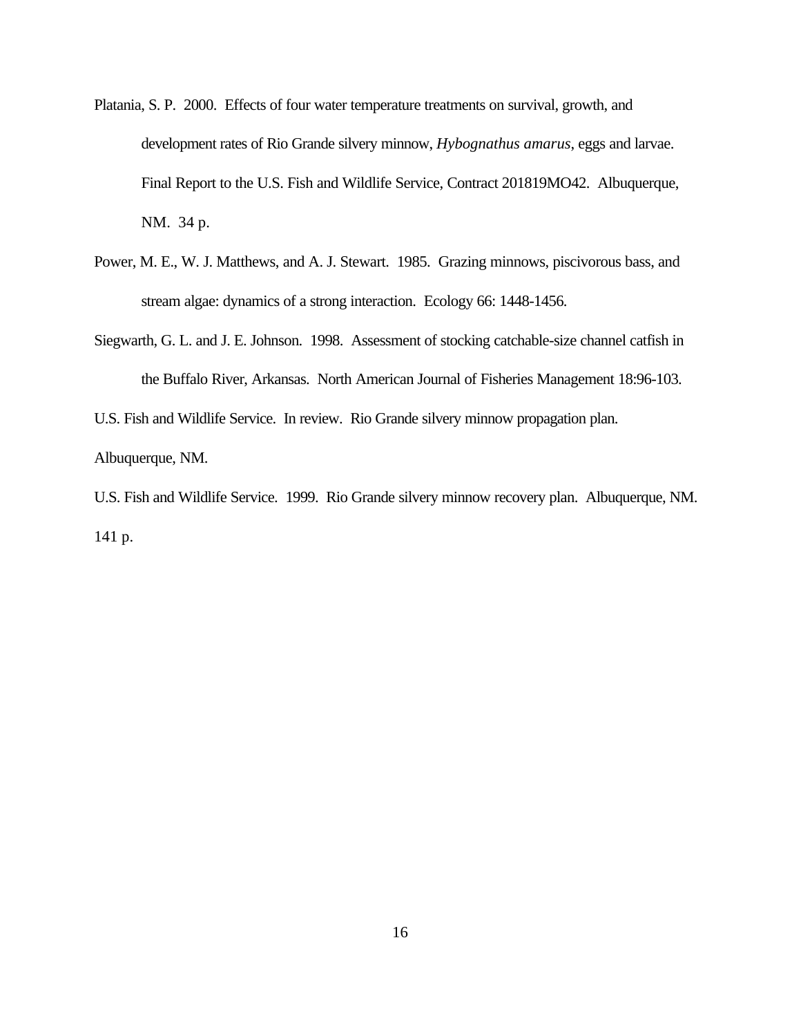Platania, S. P. 2000. Effects of four water temperature treatments on survival, growth, and development rates of Rio Grande silvery minnow, *Hybognathus amarus*, eggs and larvae. Final Report to the U.S. Fish and Wildlife Service, Contract 201819MO42. Albuquerque, NM. 34 p.

Power, M. E., W. J. Matthews, and A. J. Stewart. 1985. Grazing minnows, piscivorous bass, and stream algae: dynamics of a strong interaction. Ecology 66: 1448-1456.

Siegwarth, G. L. and J. E. Johnson. 1998. Assessment of stocking catchable-size channel catfish in the Buffalo River, Arkansas. North American Journal of Fisheries Management 18:96-103.

U.S. Fish and Wildlife Service. In review. Rio Grande silvery minnow propagation plan. Albuquerque, NM.

U.S. Fish and Wildlife Service. 1999. Rio Grande silvery minnow recovery plan. Albuquerque, NM. 141 p.